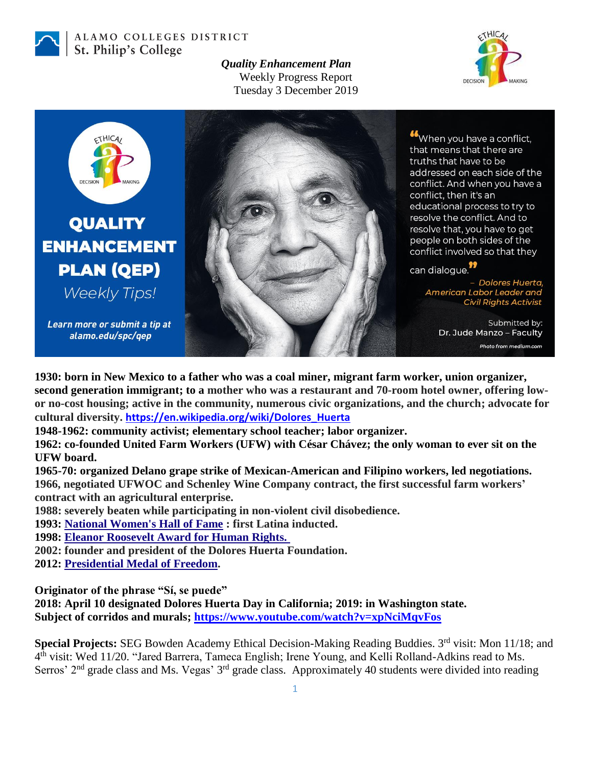ALAMO COLLEGES DISTRICT
St. Philip's College

***Quality Enhancement Plan***
Weekly Progress Report
Tuesday 3 December 2019

**QUALITY ENHANCEMENT PLAN (QEP)**
*Weekly Tips!*

***Learn more or submit a tip at alamo.edu/spc/qep***

"When you have a conflict, that means that there are truths that have to be addressed on each side of the conflict. And when you have a conflict, then it's an educational process to try to resolve the conflict. And to resolve that, you have to get people on both sides of the conflict involved so that they can dialogue."

*– Dolores Huerta, American Labor Leader and Civil Rights Activist*

Submitted by:
Dr. Jude Manzo – Faculty

*Photo from medium.com*

**1930: born in New Mexico to a father who was a coal miner, migrant farm worker, union organizer, second generation immigrant; to a mother who was a restaurant and 70-room hotel owner, offering low- or no-cost housing; active in the community, numerous civic organizations, and the church; advocate for cultural diversity. [https://en.wikipedia.org/wiki/Dolores_Huerta](https://en.wikipedia.org/wiki/Dolores_Huerta)**

**1948-1962: community activist; elementary school teacher; labor organizer.**

**1962: co-founded United Farm Workers (UFW) with César Chávez; the only woman to ever sit on the UFW board.**

**1965-70: organized Delano grape strike of Mexican-American and Filipino workers, led negotiations.**

**1966, negotiated UFWOC and Schenley Wine Company contract, the first successful farm workers' contract with an agricultural enterprise.**

**1988: severely beaten while participating in non-violent civil disobedience.**

**1993: [National Women's Hall of Fame](#) : first Latina inducted.**

**1998: [Eleanor Roosevelt Award for Human Rights.](#)**

**2002: founder and president of the Dolores Huerta Foundation.**

**2012: [Presidential Medal of Freedom](#).**

**Originator of the phrase "Sí, se puede"**

**2018: April 10 designated Dolores Huerta Day in California; 2019: in Washington state.**

**Subject of corridos and murals; [https://www.youtube.com/watch?v=xpNciMqvFos](https://www.youtube.com/watch?v=xpNciMqvFos)**

**Special Projects:** SEG Bowden Academy Ethical Decision-Making Reading Buddies. 3rd visit: Mon 11/18; and 4th visit: Wed 11/20. "Jared Barrera, Tameca English; Irene Young, and Kelli Rolland-Adkins read to Ms. Serros' 2nd grade class and Ms. Vegas' 3rd grade class. Approximately 40 students were divided into reading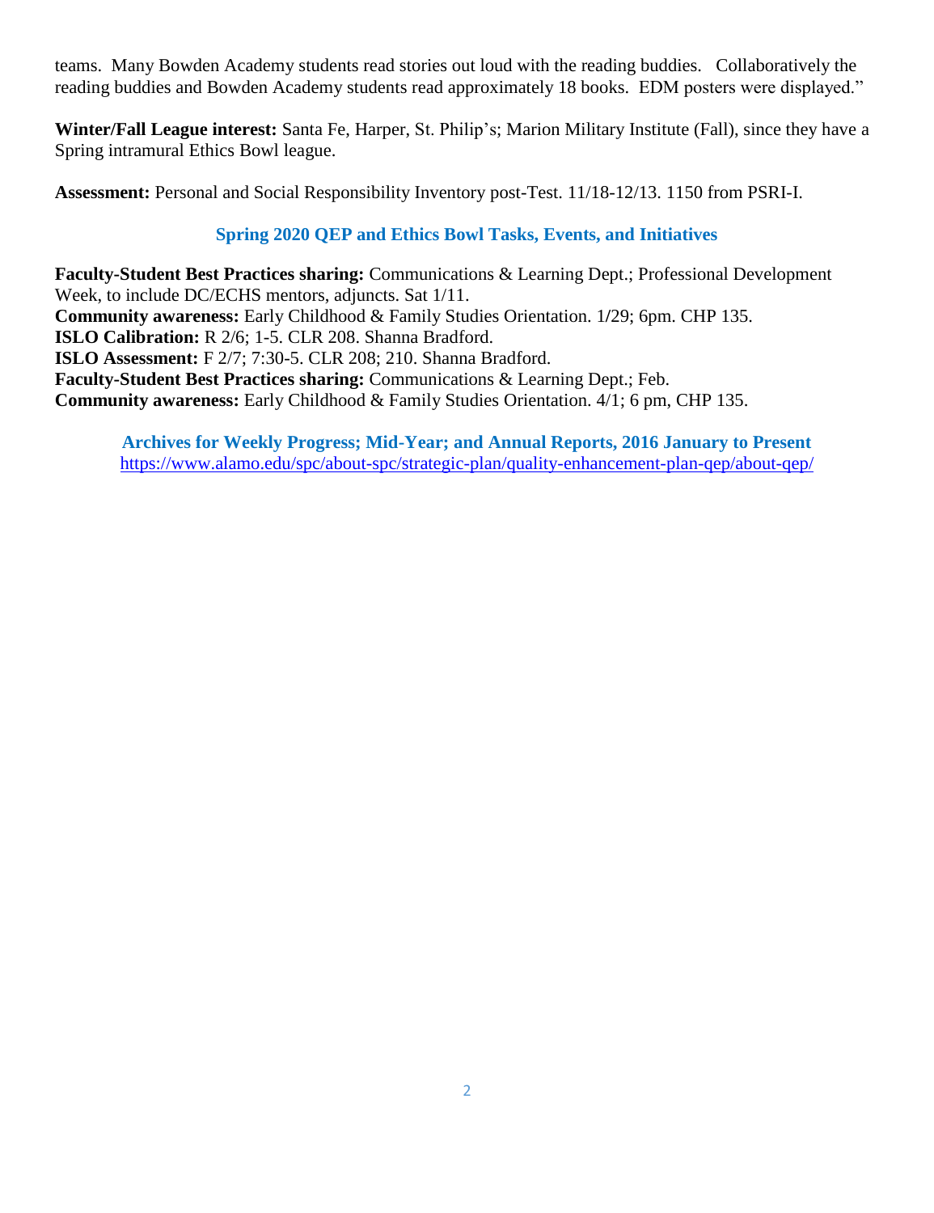teams. Many Bowden Academy students read stories out loud with the reading buddies. Collaboratively the reading buddies and Bowden Academy students read approximately 18 books. EDM posters were displayed."

**Winter/Fall League interest:** Santa Fe, Harper, St. Philip's; Marion Military Institute (Fall), since they have a Spring intramural Ethics Bowl league.

**Assessment:** Personal and Social Responsibility Inventory post-Test. 11/18-12/13. 1150 from PSRI-I.

## Spring 2020 QEP and Ethics Bowl Tasks, Events, and Initiatives

**Faculty-Student Best Practices sharing:** Communications & Learning Dept.; Professional Development Week, to include DC/ECHS mentors, adjuncts. Sat 1/11.
**Community awareness:** Early Childhood & Family Studies Orientation. 1/29; 6pm. CHP 135.
**ISLO Calibration:** R 2/6; 1-5. CLR 208. Shanna Bradford.
**ISLO Assessment:** F 2/7; 7:30-5. CLR 208; 210. Shanna Bradford.
**Faculty-Student Best Practices sharing:** Communications & Learning Dept.; Feb.
**Community awareness:** Early Childhood & Family Studies Orientation. 4/1; 6 pm, CHP 135.

**Archives for Weekly Progress; Mid-Year; and Annual Reports, 2016 January to Present**
https://www.alamo.edu/spc/about-spc/strategic-plan/quality-enhancement-plan-qep/about-qep/